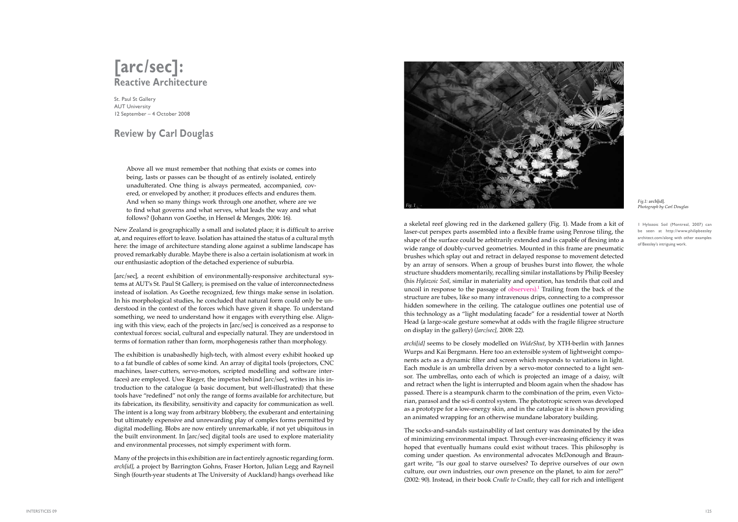# [arc/sec]:
## Reactive Architecture

St. Paul St Gallery
AUT University
12 September – 4 October 2008

## Review by Carl Douglas

> Above all we must remember that nothing that exists or comes into being, lasts or passes can be thought of as entirely isolated, entirely unadulterated. One thing is always permeated, accompanied, covered, or enveloped by another; it produces effects and endures them. And when so many things work through one another, where are we to find what governs and what serves, what leads the way and what follows? (Johann von Goethe, in Hensel & Menges, 2006: 16).

New Zealand is geographically a small and isolated place; it is difficult to arrive at, and requires effort to leave. Isolation has attained the status of a cultural myth here: the image of architecture standing alone against a sublime landscape has proved remarkably durable. Maybe there is also a certain isolationism at work in our enthusiastic adoption of the detached experience of suburbia.

[arc/sec], a recent exhibition of environmentally-responsive architectural systems at AUT's St. Paul St Gallery, is premised on the value of interconnectedness instead of isolation. As Goethe recognized, few things make sense in isolation. In his morphological studies, he concluded that natural form could only be understood in the context of the forces which have given it shape. To understand something, we need to understand how it engages with everything else. Aligning with this view, each of the projects in [arc/sec] is conceived as a response to contextual forces: social, cultural and especially natural. They are understood in terms of formation rather than form, morphogenesis rather than morphology.

The exhibition is unabashedly high-tech, with almost every exhibit hooked up to a fat bundle of cables of some kind. An array of digital tools (projectors, CNC machines, laser-cutters, servo-motors, scripted modelling and software interfaces) are employed. Uwe Rieger, the impetus behind [arc/sec], writes in his introduction to the catalogue (a basic document, but well-illustrated) that these tools have "redefined" not only the range of forms available for architecture, but its fabrication, its flexibility, sensitivity and capacity for communication as well. The intent is a long way from arbitrary blobbery, the exuberant and entertaining but ultimately expensive and unrewarding play of complex forms permitted by digital modelling. Blobs are now entirely unremarkable, if not yet ubiquitous in the built environment. In [arc/sec] digital tools are used to explore materiality and environmental processes, not simply experiment with form.

Many of the projects in this exhibition are in fact entirely agnostic regarding form. *arch[id]*, a project by Barrington Gohns, Fraser Horton, Julian Legg and Rayneil Singh (fourth-year students at The University of Auckland) hangs overhead like a skeletal reef glowing red in the darkened gallery (Fig. 1). Made from a kit of laser-cut perspex parts assembled into a flexible frame using Penrose tiling, the shape of the surface could be arbitrarily extended and is capable of flexing into a wide range of doubly-curved geometries. Mounted in this frame are pneumatic brushes which splay out and retract in delayed response to movement detected by an array of sensors. When a group of brushes burst into flower, the whole structure shudders momentarily, recalling similar installations by Philip Beesley (his *Hylozoic Soil*, similar in materiality and operation, has tendrils that coil and uncoil in response to the passage of observers).[1] Trailing from the back of the structure are tubes, like so many intravenous drips, connecting to a compressor hidden somewhere in the ceiling. The catalogue outlines one potential use of this technology as a "light modulating facade" for a residential tower at North Head (a large-scale gesture somewhat at odds with the fragile filigree structure on display in the gallery) (*[arc/sec]*, 2008: 22).

*Fig.1:* arch[id]. *Photograph by Carl Douglas*

1 Hylozoic Soil (Montreal, 2007) can be seen at http://www.philipbeesley architect.com/slong with other examples of Beesley's intriguing work.

*archi[id]* seems to be closely modelled on *WideShut*, by XTH-berlin with Jannes Wurps and Kai Bergmann. Here too an extensible system of lightweight components acts as a dynamic filter and screen which responds to variations in light. Each module is an umbrella driven by a servo-motor connected to a light sensor. The umbrellas, onto each of which is projected an image of a daisy, wilt and retract when the light is interrupted and bloom again when the shadow has passed. There is a steampunk charm to the combination of the prim, even Victorian, parasol and the sci-fi control system. The phototropic screen was developed as a prototype for a low-energy skin, and in the catalogue it is shown providing an animated wrapping for an otherwise mundane laboratory building.

The socks-and-sandals sustainability of last century was dominated by the idea of minimizing environmental impact. Through ever-increasing efficiency it was hoped that eventually humans could exist without traces. This philosophy is coming under question. As environmental advocates McDonough and Braungart write, "Is our goal to starve ourselves? To deprive ourselves of our own culture, our own industries, our own presence on the planet, to aim for zero?" (2002: 90). Instead, in their book *Cradle to Cradle*, they call for rich and intelligent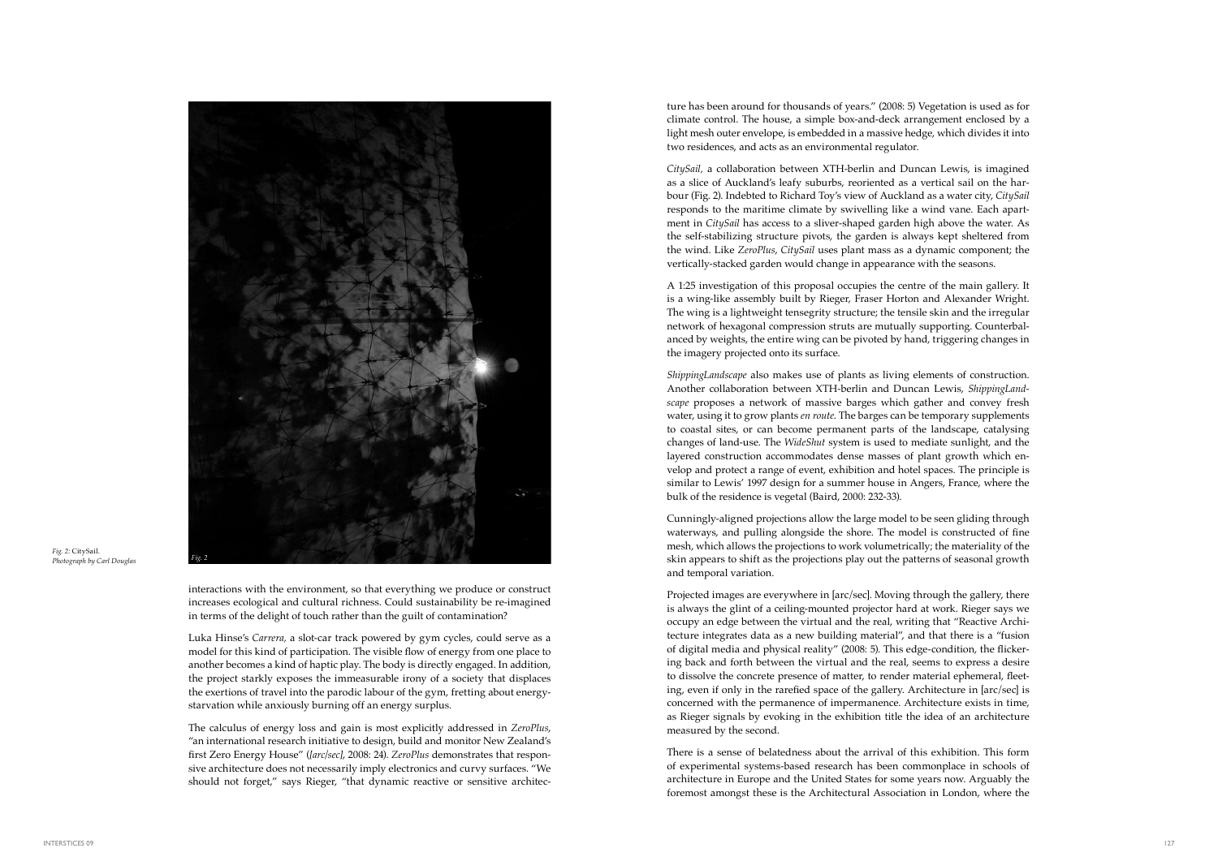*Fig. 2:* CitySail.
*Photograph by Carl Douglas*

interactions with the environment, so that everything we produce or construct increases ecological and cultural richness. Could sustainability be re-imagined in terms of the delight of touch rather than the guilt of contamination?

Luka Hinse's *Carrera*, a slot-car track powered by gym cycles, could serve as a model for this kind of participation. The visible flow of energy from one place to another becomes a kind of haptic play. The body is directly engaged. In addition, the project starkly exposes the immeasurable irony of a society that displaces the exertions of travel into the parodic labour of the gym, fretting about energy-starvation while anxiously burning off an energy surplus.

The calculus of energy loss and gain is most explicitly addressed in *ZeroPlus*, "an international research initiative to design, build and monitor New Zealand's first Zero Energy House" (*[arc/sec]*, 2008: 24). *ZeroPlus* demonstrates that responsive architecture does not necessarily imply electronics and curvy surfaces. "We should not forget," says Rieger, "that dynamic reactive or sensitive architecture has been around for thousands of years." (2008: 5) Vegetation is used as for climate control. The house, a simple box-and-deck arrangement enclosed by a light mesh outer envelope, is embedded in a massive hedge, which divides it into two residences, and acts as an environmental regulator.

*CitySail*, a collaboration between XTH-berlin and Duncan Lewis, is imagined as a slice of Auckland's leafy suburbs, reoriented as a vertical sail on the harbour (Fig. 2). Indebted to Richard Toy's view of Auckland as a water city, *CitySail* responds to the maritime climate by swivelling like a wind vane. Each apartment in *CitySail* has access to a sliver-shaped garden high above the water. As the self-stabilizing structure pivots, the garden is always kept sheltered from the wind. Like *ZeroPlus*, *CitySail* uses plant mass as a dynamic component; the vertically-stacked garden would change in appearance with the seasons.

A 1:25 investigation of this proposal occupies the centre of the main gallery. It is a wing-like assembly built by Rieger, Fraser Horton and Alexander Wright. The wing is a lightweight tensegrity structure; the tensile skin and the irregular network of hexagonal compression struts are mutually supporting. Counterbalanced by weights, the entire wing can be pivoted by hand, triggering changes in the imagery projected onto its surface.

*ShippingLandscape* also makes use of plants as living elements of construction. Another collaboration between XTH-berlin and Duncan Lewis, *ShippingLandscape* proposes a network of massive barges which gather and convey fresh water, using it to grow plants *en route*. The barges can be temporary supplements to coastal sites, or can become permanent parts of the landscape, catalysing changes of land-use. The *WideShut* system is used to mediate sunlight, and the layered construction accommodates dense masses of plant growth which envelop and protect a range of event, exhibition and hotel spaces. The principle is similar to Lewis' 1997 design for a summer house in Angers, France, where the bulk of the residence is vegetal (Baird, 2000: 232-33).

Cunningly-aligned projections allow the large model to be seen gliding through waterways, and pulling alongside the shore. The model is constructed of fine mesh, which allows the projections to work volumetrically; the materiality of the skin appears to shift as the projections play out the patterns of seasonal growth and temporal variation.

Projected images are everywhere in [arc/sec]. Moving through the gallery, there is always the glint of a ceiling-mounted projector hard at work. Rieger says we occupy an edge between the virtual and the real, writing that "Reactive Architecture integrates data as a new building material", and that there is a "fusion of digital media and physical reality" (2008: 5). This edge-condition, the flickering back and forth between the virtual and the real, seems to express a desire to dissolve the concrete presence of matter, to render material ephemeral, fleeting, even if only in the rarefied space of the gallery. Architecture in [arc/sec] is concerned with the permanence of impermanence. Architecture exists in time, as Rieger signals by evoking in the exhibition title the idea of an architecture measured by the second.

There is a sense of belatedness about the arrival of this exhibition. This form of experimental systems-based research has been commonplace in schools of architecture in Europe and the United States for some years now. Arguably the foremost amongst these is the Architectural Association in London, where the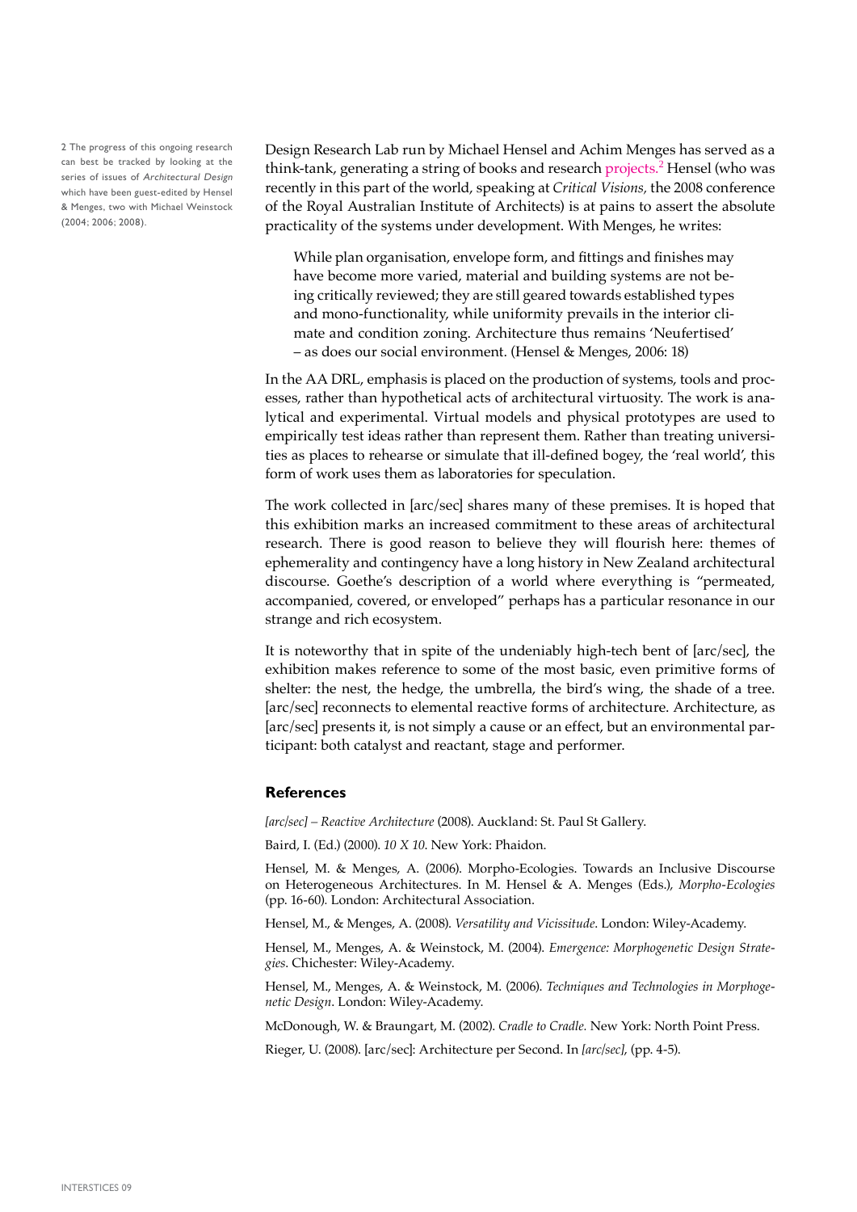Design Research Lab run by Michael Hensel and Achim Menges has served as a think-tank, generating a string of books and research projects.[2] Hensel (who was recently in this part of the world, speaking at *Critical Visions*, the 2008 conference of the Royal Australian Institute of Architects) is at pains to assert the absolute practicality of the systems under development. With Menges, he writes:

> While plan organisation, envelope form, and fittings and finishes may have become more varied, material and building systems are not being critically reviewed; they are still geared towards established types and mono-functionality, while uniformity prevails in the interior climate and condition zoning. Architecture thus remains 'Neufertised' – as does our social environment. (Hensel & Menges, 2006: 18)

In the AA DRL, emphasis is placed on the production of systems, tools and processes, rather than hypothetical acts of architectural virtuosity. The work is analytical and experimental. Virtual models and physical prototypes are used to empirically test ideas rather than represent them. Rather than treating universities as places to rehearse or simulate that ill-defined bogey, the 'real world', this form of work uses them as laboratories for speculation.

The work collected in [arc/sec] shares many of these premises. It is hoped that this exhibition marks an increased commitment to these areas of architectural research. There is good reason to believe they will flourish here: themes of ephemerality and contingency have a long history in New Zealand architectural discourse. Goethe's description of a world where everything is "permeated, accompanied, covered, or enveloped" perhaps has a particular resonance in our strange and rich ecosystem.

It is noteworthy that in spite of the undeniably high-tech bent of [arc/sec], the exhibition makes reference to some of the most basic, even primitive forms of shelter: the nest, the hedge, the umbrella, the bird's wing, the shade of a tree. [arc/sec] reconnects to elemental reactive forms of architecture. Architecture, as [arc/sec] presents it, is not simply a cause or an effect, but an environmental participant: both catalyst and reactant, stage and performer.

2 The progress of this ongoing research can best be tracked by looking at the series of issues of *Architectural Design* which have been guest-edited by Hensel & Menges, two with Michael Weinstock (2004; 2006; 2008).

## References

*[arc/sec] – Reactive Architecture* (2008). Auckland: St. Paul St Gallery.

Baird, I. (Ed.) (2000). *10 X 10*. New York: Phaidon.

Hensel, M. & Menges, A. (2006). Morpho-Ecologies. Towards an Inclusive Discourse on Heterogeneous Architectures. In M. Hensel & A. Menges (Eds.), *Morpho-Ecologies* (pp. 16-60). London: Architectural Association.

Hensel, M., & Menges, A. (2008). *Versatility and Vicissitude*. London: Wiley-Academy.

Hensel, M., Menges, A. & Weinstock, M. (2004). *Emergence: Morphogenetic Design Strategies*. Chichester: Wiley-Academy.

Hensel, M., Menges, A. & Weinstock, M. (2006). *Techniques and Technologies in Morphogenetic Design*. London: Wiley-Academy.

McDonough, W. & Braungart, M. (2002). *Cradle to Cradle.* New York: North Point Press.

Rieger, U. (2008). [arc/sec]: Architecture per Second. In *[arc/sec]*, (pp. 4-5).